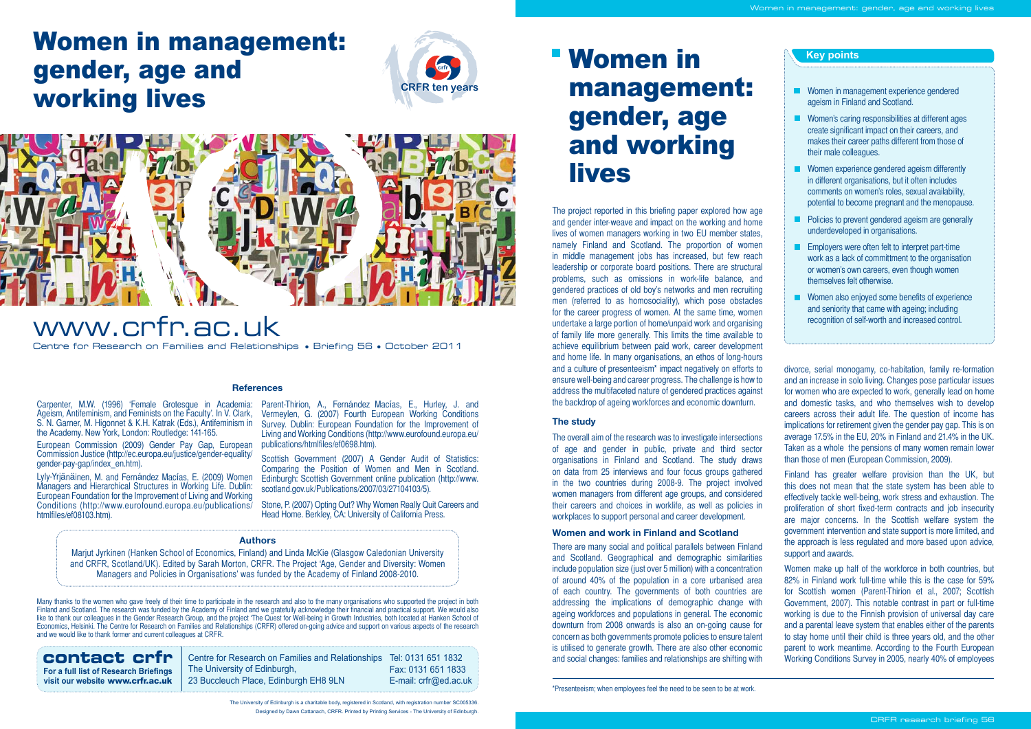# Women in management: gender, age and working lives

CRFR ten years

www.crfr.ac.uk

Centre for Research on Families and Relationships • Briefing 56 • October 2011

## References

Carpenter, M.W. (1996) 'Female Grotesque in Academia: Ageism, Antifeminism, and Feminists on the Faculty'. In V. Clark, S. N. Garner, M. Higonnet & K.H. Katrak (Eds.), Antifeminism in the Academy. New York, London: Routledge: 141-165.

European Commission (2009) Gender Pay Gap, European Commission Justice (http://ec.europa.eu/justice/gender-equality/gender-pay-gap/index_en.htm).

Lyly-Yrjänäinen, M. and Fernández Macías, E. (2009) Women Managers and Hierarchical Structures in Working Life. Dublin: European Foundation for the Improvement of Living and Working Conditions (http://www.eurofound.europa.eu/publications/htmlfiles/ef08103.htm).

Parent-Thirion, A., Fernández Macías, E., Hurley, J. and Vermeylen, G. (2007) Fourth European Working Conditions Survey. Dublin: European Foundation for the Improvement of Living and Working Conditions (http://www.eurofound.europa.eu/publications/htmlfiles/ef0698.htm).

Scottish Government (2007) A Gender Audit of Statistics: Comparing the Position of Women and Men in Scotland. Edinburgh: Scottish Government online publication (http://www.scotland.gov.uk/Publications/2007/03/27104103/5).

Stone, P. (2007) Opting Out? Why Women Really Quit Careers and Head Home. Berkley, CA: University of California Press.

## Authors

Marjut Jyrkinen (Hanken School of Economics, Finland) and Linda McKie (Glasgow Caledonian University and CRFR, Scotland/UK). Edited by Sarah Morton, CRFR. The Project 'Age, Gender and Diversity: Women Managers and Policies in Organisations' was funded by the Academy of Finland 2008-2010.

Many thanks to the women who gave freely of their time to participate in the research and also to the many organisations who supported the project in both Finland and Scotland. The research was funded by the Academy of Finland and we gratefully acknowledge their financial and practical support. We would also like to thank our colleagues in the Gender Research Group, and the project 'The Quest for Well-being in Growth Industries, both located at Hanken School of Economics, Helsinki. The Centre for Research on Families and Relationships (CRFR) offered on-going advice and support on various aspects of the research and we would like to thank former and current colleagues at CRFR.

**contact crfr**

**For a full list of Research Briefings visit our website www.crfr.ac.uk**

Centre for Research on Families and Relationships
The University of Edinburgh,
23 Buccleuch Place, Edinburgh EH8 9LN

Tel: 0131 651 1832
Fax: 0131 651 1833
E-mail: crfr@ed.ac.uk

The University of Edinburgh is a charitable body, registered in Scotland, with registration number SC005336.
Designed by Dawn Cattanach, CRFR. Printed by Printing Services - The University of Edinburgh.

# Women in management: gender, age and working lives

The project reported in this briefing paper explored how age and gender inter-weave and impact on the working and home lives of women managers working in two EU member states, namely Finland and Scotland. The proportion of women in middle management jobs has increased, but few reach leadership or corporate board positions. There are structural problems, such as omissions in work-life balance, and gendered practices of old boy's networks and men recruiting men (referred to as homosociality), which pose obstacles for the career progress of women. At the same time, women undertake a large portion of home/unpaid work and organising of family life more generally. This limits the time available to achieve equilibrium between paid work, career development and home life. In many organisations, an ethos of long-hours and a culture of presenteeism* impact negatively on efforts to ensure well-being and career progress. The challenge is how to address the multifaceted nature of gendered practices against the backdrop of ageing workforces and economic downturn.

### The study

The overall aim of the research was to investigate intersections of age and gender in public, private and third sector organisations in Finland and Scotland. The study draws on data from 25 interviews and four focus groups gathered in the two countries during 2008-9. The project involved women managers from different age groups, and considered their careers and choices in worklife, as well as policies in workplaces to support personal and career development.

### Women and work in Finland and Scotland

There are many social and political parallels between Finland and Scotland. Geographical and demographic similarities include population size (just over 5 million) with a concentration of around 40% of the population in a core urbanised area of each country. The governments of both countries are addressing the implications of demographic change with ageing workforces and populations in general. The economic downturn from 2008 onwards is also an on-going cause for concern as both governments promote policies to ensure talent is utilised to generate growth. There are also other economic and social changes: families and relationships are shifting with divorce, serial monogamy, co-habitation, family re-formation and an increase in solo living. Changes pose particular issues for women who are expected to work, generally lead on home and domestic tasks, and who themselves wish to develop careers across their adult life. The question of income has implications for retirement given the gender pay gap. This is on average 17.5% in the EU, 20% in Finland and 21.4% in the UK. Taken as a whole the pensions of many women remain lower than those of men (European Commission, 2009).

Finland has greater welfare provision than the UK, but this does not mean that the state system has been able to effectively tackle well-being, work stress and exhaustion. The proliferation of short fixed-term contracts and job insecurity are major concerns. In the Scottish welfare system the government intervention and state support is more limited, and the approach is less regulated and more based upon advice, support and awards.

Women make up half of the workforce in both countries, but 82% in Finland work full-time while this is the case for 59% for Scottish women (Parent-Thirion et al., 2007; Scottish Government, 2007). This notable contrast in part or full-time working is due to the Finnish provision of universal day care and a parental leave system that enables either of the parents to stay home until their child is three years old, and the other parent to work meantime. According to the Fourth European Working Conditions Survey in 2005, nearly 40% of employees

### Key points

- Women in management experience gendered ageism in Finland and Scotland.
- Women's caring responsibilities at different ages create significant impact on their careers, and makes their career paths different from those of their male colleagues.
- Women experience gendered ageism differently in different organisations, but it often includes comments on women's roles, sexual availability, potential to become pregnant and the menopause.
- Policies to prevent gendered ageism are generally underdeveloped in organisations.
- Employers were often felt to interpret part-time work as a lack of commitment to the organisation or women's own careers, even though women themselves felt otherwise.
- Women also enjoyed some benefits of experience and seniority that came with ageing; including recognition of self-worth and increased control.

*Presenteeism; when employees feel the need to be seen to be at work.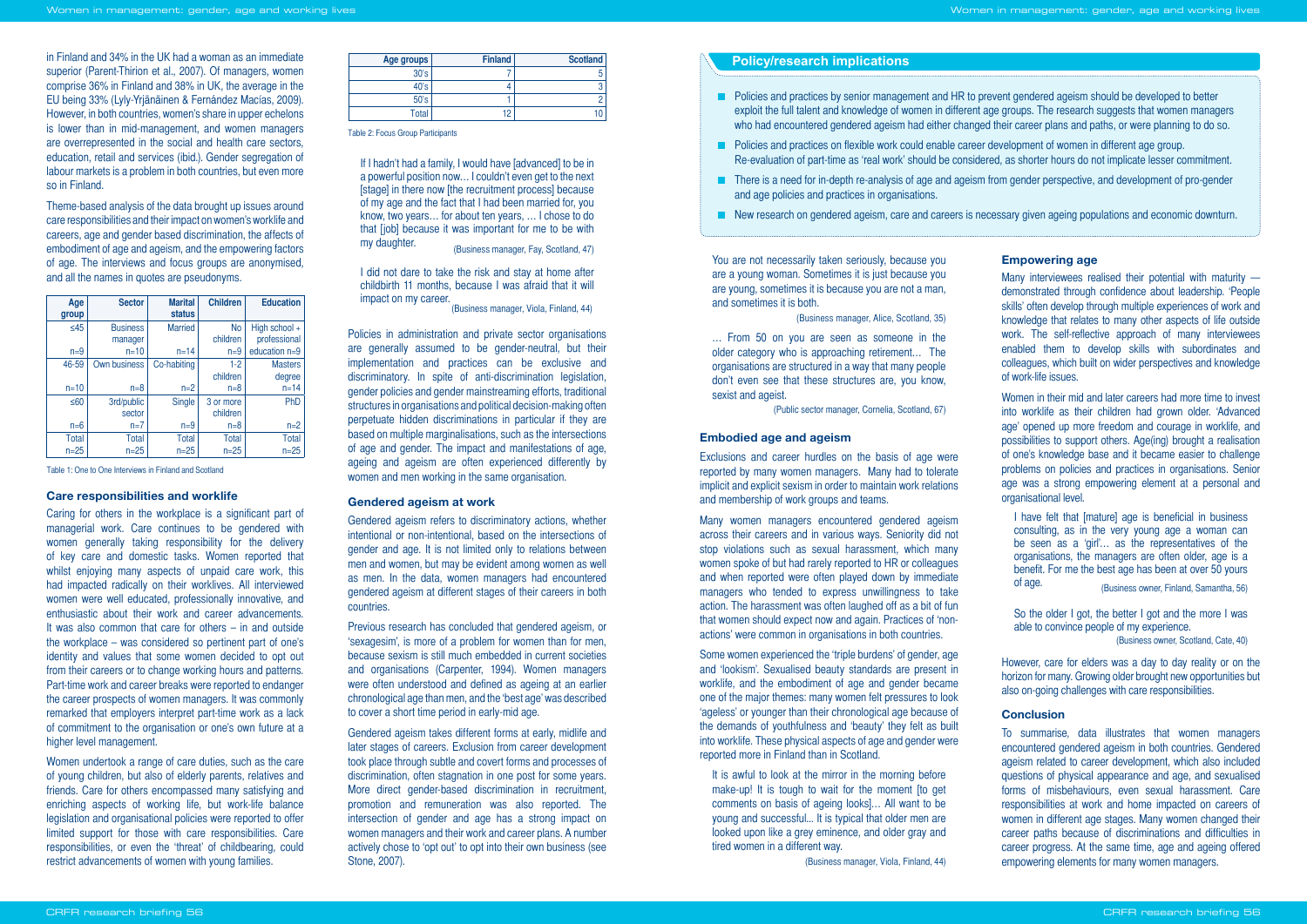in Finland and 34% in the UK had a woman as an immediate superior (Parent-Thirion et al., 2007). Of managers, women comprise 36% in Finland and 38% in UK, the average in the EU being 33% (Lyly-Yrjänäinen & Fernández Macías, 2009). However, in both countries, women's share in upper echelons is lower than in mid-management, and women managers are overrepresented in the social and health care sectors, education, retail and services (ibid.). Gender segregation of labour markets is a problem in both countries, but even more so in Finland.

Theme-based analysis of the data brought up issues around care responsibilities and their impact on women's worklife and careers, age and gender based discrimination, the affects of embodiment of age and ageism, and the empowering factors of age. The interviews and focus groups are anonymised, and all the names in quotes are pseudonyms.

| Age group | Sector | Marital status | Children | Education |
|---|---|---|---|---|
| ≤45 n=9 | Business manager n=10 | Married n=14 | No children n=9 | High school + professional education n=9 |
| 46-59 n=10 | Own business n=8 | Co-habiting n=2 | 1-2 children n=8 | Masters degree n=14 |
| ≤60 n=6 | 3rd/public sector n=7 | Single n=9 | 3 or more children n=8 | PhD n=2 |
| Total n=25 | Total n=25 | Total n=25 | Total n=25 | Total n=25 |

Table 1: One to One Interviews in Finland and Scotland

## Care responsibilities and worklife

Caring for others in the workplace is a significant part of managerial work. Care continues to be gendered with women generally taking responsibility for the delivery of key care and domestic tasks. Women reported that whilst enjoying many aspects of unpaid care work, this had impacted radically on their worklives. All interviewed women were well educated, professionally innovative, and enthusiastic about their work and career advancements. It was also common that care for others – in and outside the workplace – was considered so pertinent part of one's identity and values that some women decided to opt out from their careers or to change working hours and patterns. Part-time work and career breaks were reported to endanger the career prospects of women managers. It was commonly remarked that employers interpret part-time work as a lack of commitment to the organisation or one's own future at a higher level management.

Women undertook a range of care duties, such as the care of young children, but also of elderly parents, relatives and friends. Care for others encompassed many satisfying and enriching aspects of working life, but work-life balance legislation and organisational policies were reported to offer limited support for those with care responsibilities. Care responsibilities, or even the 'threat' of childbearing, could restrict advancements of women with young families.

| Age groups | Finland | Scotland |
|---|---|---|
| 30's | 7 | 5 |
| 40's | 4 | 3 |
| 50's | 1 | 2 |
| Total | 12 | 10 |

Table 2: Focus Group Participants

> If I hadn't had a family, I would have [advanced] to be in a powerful position now… I couldn't even get to the next [stage] in there now [the recruitment process] because of my age and the fact that I had been married for, you know, two years… for about ten years, … I chose to do that [job] because it was important for me to be with my daughter. (Business manager, Fay, Scotland, 47)

> I did not dare to take the risk and stay at home after childbirth 11 months, because I was afraid that it will impact on my career. (Business manager, Viola, Finland, 44)

Policies in administration and private sector organisations are generally assumed to be gender-neutral, but their implementation and practices can be exclusive and discriminatory. In spite of anti-discrimination legislation, gender policies and gender mainstreaming efforts, traditional structures in organisations and political decision-making often perpetuate hidden discriminations in particular if they are based on multiple marginalisations, such as the intersections of age and gender. The impact and manifestations of age, ageing and ageism are often experienced differently by women and men working in the same organisation.

## Gendered ageism at work

Gendered ageism refers to discriminatory actions, whether intentional or non-intentional, based on the intersections of gender and age. It is not limited only to relations between men and women, but may be evident among women as well as men. In the data, women managers had encountered gendered ageism at different stages of their careers in both countries.

Previous research has concluded that gendered ageism, or 'sexageism', is more of a problem for women than for men, because sexism is still much embedded in current societies and organisations (Carpenter, 1994). Women managers were often understood and defined as ageing at an earlier chronological age than men, and the 'best age' was described to cover a short time period in early-mid age.

Gendered ageism takes different forms at early, midlife and later stages of careers. Exclusion from career development took place through subtle and covert forms and processes of discrimination, often stagnation in one post for some years. More direct gender-based discrimination in recruitment, promotion and remuneration was also reported. The intersection of gender and age has a strong impact on women managers and their work and career plans. A number actively chose to 'opt out' to opt into their own business (see Stone, 2007).

## Policy/research implications

- Policies and practices by senior management and HR to prevent gendered ageism should be developed to better exploit the full talent and knowledge of women in different age groups. The research suggests that women managers who had encountered gendered ageism had either changed their career plans and paths, or were planning to do so.
- Policies and practices on flexible work could enable career development of women in different age group. Re-evaluation of part-time as 'real work' should be considered, as shorter hours do not implicate lesser commitment.
- There is a need for in-depth re-analysis of age and ageism from gender perspective, and development of pro-gender and age policies and practices in organisations.
- New research on gendered ageism, care and careers is necessary given ageing populations and economic downturn.

> You are not necessarily taken seriously, because you are a young woman. Sometimes it is just because you are young, sometimes it is because you are not a man, and sometimes it is both. (Business manager, Alice, Scotland, 35)

> … From 50 on you are seen as someone in the older category who is approaching retirement… The organisations are structured in a way that many people don't even see that these structures are, you know, sexist and ageist. (Public sector manager, Cornelia, Scotland, 67)

## Embodied age and ageism

Exclusions and career hurdles on the basis of age were reported by many women managers. Many had to tolerate implicit and explicit sexism in order to maintain work relations and membership of work groups and teams.

Many women managers encountered gendered ageism across their careers and in various ways. Seniority did not stop violations such as sexual harassment, which many women spoke of but had rarely reported to HR or colleagues and when reported were often played down by immediate managers who tended to express unwillingness to take action. The harassment was often laughed off as a bit of fun that women should expect now and again. Practices of 'non-actions' were common in organisations in both countries.

Some women experienced the 'triple burdens' of gender, age and 'lookism'. Sexualised beauty standards are present in worklife, and the embodiment of age and gender became one of the major themes: many women felt pressures to look 'ageless' or younger than their chronological age because of the demands of youthfulness and 'beauty' they felt as built into worklife. These physical aspects of age and gender were reported more in Finland than in Scotland.

> It is awful to look at the mirror in the morning before make-up! It is tough to wait for the moment [to get comments on basis of ageing looks]… All want to be young and successful... It is typical that older men are looked upon like a grey eminence, and older gray and tired women in a different way. (Business manager, Viola, Finland, 44)

## Empowering age

Many interviewees realised their potential with maturity — demonstrated through confidence about leadership. 'People skills' often develop through multiple experiences of work and knowledge that relates to many other aspects of life outside work. The self-reflective approach of many interviewees enabled them to develop skills with subordinates and colleagues, which built on wider perspectives and knowledge of work-life issues.

Women in their mid and later careers had more time to invest into worklife as their children had grown older. 'Advanced age' opened up more freedom and courage in worklife, and possibilities to support others. Age(ing) brought a realisation of one's knowledge base and it became easier to challenge problems on policies and practices in organisations. Senior age was a strong empowering element at a personal and organisational level.

> I have felt that [mature] age is beneficial in business consulting, as in the very young age a woman can be seen as a 'girl'… as the representatives of the organisations, the managers are often older, age is a benefit. For me the best age has been at over 50 yours of age. (Business owner, Finland, Samantha, 56)

> So the older I got, the better I got and the more I was able to convince people of my experience. (Business owner, Scotland, Cate, 40)

However, care for elders was a day to day reality or on the horizon for many. Growing older brought new opportunities but also on-going challenges with care responsibilities.

## Conclusion

To summarise, data illustrates that women managers encountered gendered ageism in both countries. Gendered ageism related to career development, which also included questions of physical appearance and age, and sexualised forms of misbehaviours, even sexual harassment. Care responsibilities at work and home impacted on careers of women in different age stages. Many women changed their career paths because of discriminations and difficulties in career progress. At the same time, age and ageing offered empowering elements for many women managers.